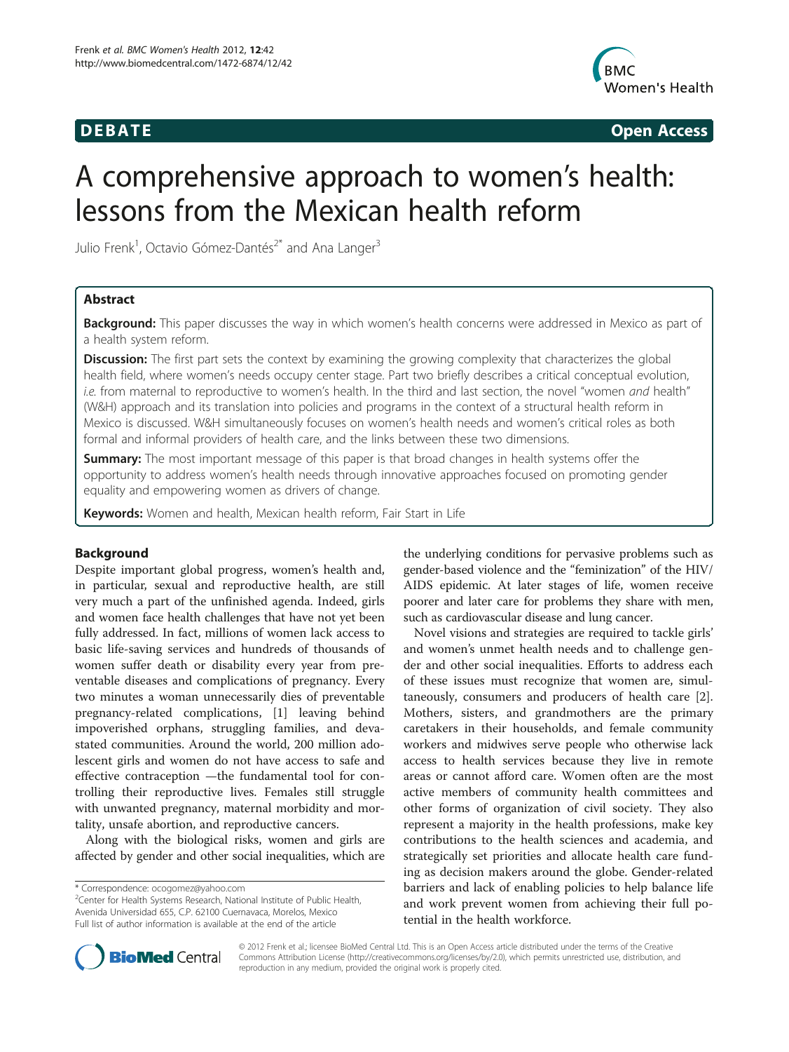**DEBATE** **Open Access**

# A comprehensive approach to women's health: lessons from the Mexican health reform

Julio Frenk[1], Octavio Gómez-Dantés[2*] and Ana Langer[3]

## Abstract

**Background:** This paper discusses the way in which women's health concerns were addressed in Mexico as part of a health system reform.

**Discussion:** The first part sets the context by examining the growing complexity that characterizes the global health field, where women's needs occupy center stage. Part two briefly describes a critical conceptual evolution, *i.e.* from maternal to reproductive to women's health. In the third and last section, the novel "women *and* health" (W&H) approach and its translation into policies and programs in the context of a structural health reform in Mexico is discussed. W&H simultaneously focuses on women's health needs and women's critical roles as both formal and informal providers of health care, and the links between these two dimensions.

**Summary:** The most important message of this paper is that broad changes in health systems offer the opportunity to address women's health needs through innovative approaches focused on promoting gender equality and empowering women as drivers of change.

**Keywords:** Women and health, Mexican health reform, Fair Start in Life

## Background

Despite important global progress, women's health and, in particular, sexual and reproductive health, are still very much a part of the unfinished agenda. Indeed, girls and women face health challenges that have not yet been fully addressed. In fact, millions of women lack access to basic life-saving services and hundreds of thousands of women suffer death or disability every year from preventable diseases and complications of pregnancy. Every two minutes a woman unnecessarily dies of preventable pregnancy-related complications, [1] leaving behind impoverished orphans, struggling families, and devastated communities. Around the world, 200 million adolescent girls and women do not have access to safe and effective contraception —the fundamental tool for controlling their reproductive lives. Females still struggle with unwanted pregnancy, maternal morbidity and mortality, unsafe abortion, and reproductive cancers.

Along with the biological risks, women and girls are affected by gender and other social inequalities, which are the underlying conditions for pervasive problems such as gender-based violence and the "feminization" of the HIV/AIDS epidemic. At later stages of life, women receive poorer and later care for problems they share with men, such as cardiovascular disease and lung cancer.

Novel visions and strategies are required to tackle girls' and women's unmet health needs and to challenge gender and other social inequalities. Efforts to address each of these issues must recognize that women are, simultaneously, consumers and producers of health care [2]. Mothers, sisters, and grandmothers are the primary caretakers in their households, and female community workers and midwives serve people who otherwise lack access to health services because they live in remote areas or cannot afford care. Women often are the most active members of community health committees and other forms of organization of civil society. They also represent a majority in the health professions, make key contributions to the health sciences and academia, and strategically set priorities and allocate health care funding as decision makers around the globe. Gender-related barriers and lack of enabling policies to help balance life and work prevent women from achieving their full potential in the health workforce.

\* Correspondence: ocogomez@yahoo.com
[2]Center for Health Systems Research, National Institute of Public Health, Avenida Universidad 655, C.P. 62100 Cuernavaca, Morelos, Mexico
Full list of author information is available at the end of the article

© 2012 Frenk et al.; licensee BioMed Central Ltd. This is an Open Access article distributed under the terms of the Creative Commons Attribution License (http://creativecommons.org/licenses/by/2.0), which permits unrestricted use, distribution, and reproduction in any medium, provided the original work is properly cited.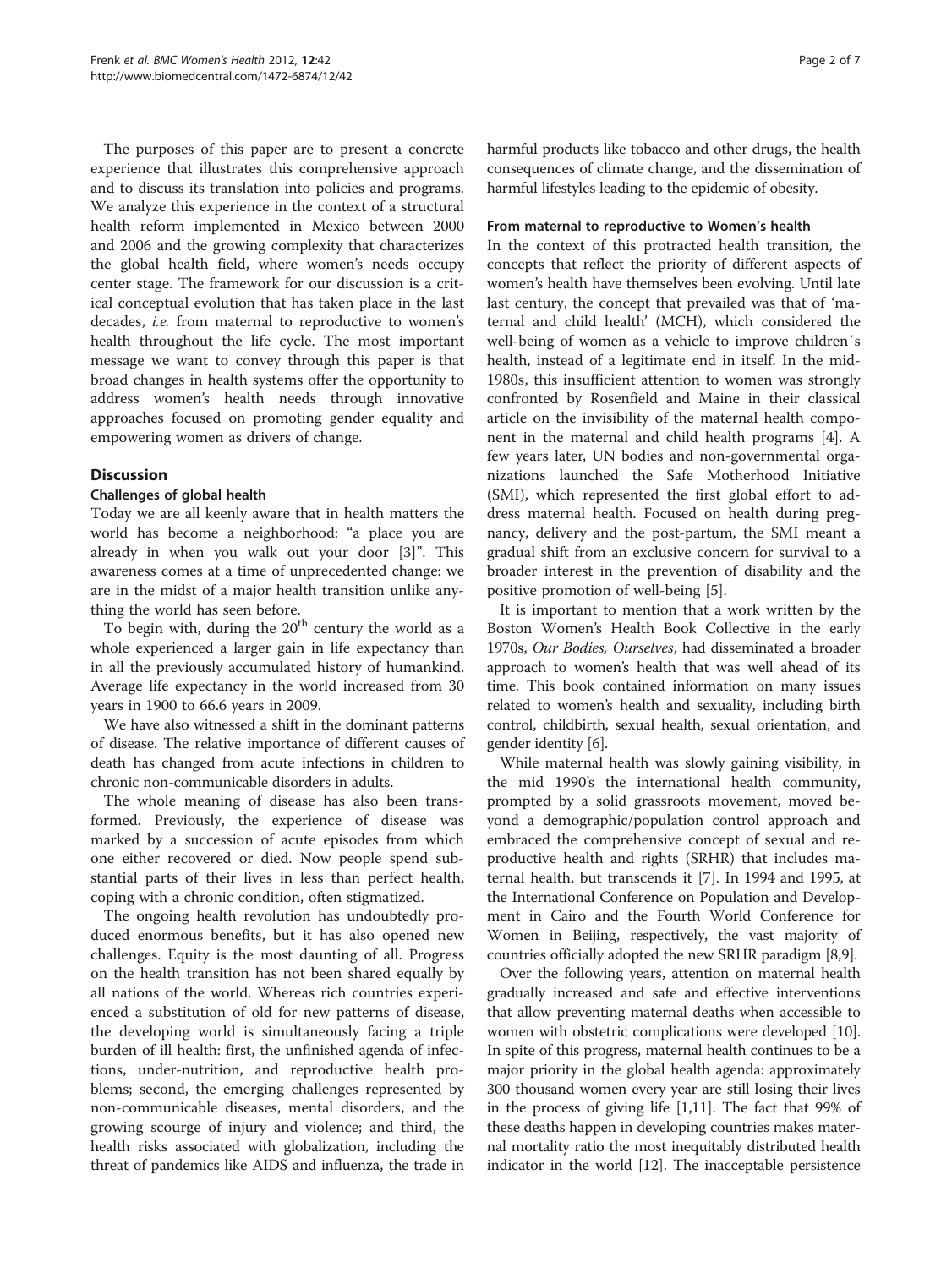The purposes of this paper are to present a concrete experience that illustrates this comprehensive approach and to discuss its translation into policies and programs. We analyze this experience in the context of a structural health reform implemented in Mexico between 2000 and 2006 and the growing complexity that characterizes the global health field, where women's needs occupy center stage. The framework for our discussion is a critical conceptual evolution that has taken place in the last decades, *i.e.* from maternal to reproductive to women's health throughout the life cycle. The most important message we want to convey through this paper is that broad changes in health systems offer the opportunity to address women's health needs through innovative approaches focused on promoting gender equality and empowering women as drivers of change.

## Discussion

### Challenges of global health

Today we are all keenly aware that in health matters the world has become a neighborhood: "a place you are already in when you walk out your door [3]". This awareness comes at a time of unprecedented change: we are in the midst of a major health transition unlike anything the world has seen before.

To begin with, during the 20th century the world as a whole experienced a larger gain in life expectancy than in all the previously accumulated history of humankind. Average life expectancy in the world increased from 30 years in 1900 to 66.6 years in 2009.

We have also witnessed a shift in the dominant patterns of disease. The relative importance of different causes of death has changed from acute infections in children to chronic non-communicable disorders in adults.

The whole meaning of disease has also been transformed. Previously, the experience of disease was marked by a succession of acute episodes from which one either recovered or died. Now people spend substantial parts of their lives in less than perfect health, coping with a chronic condition, often stigmatized.

The ongoing health revolution has undoubtedly produced enormous benefits, but it has also opened new challenges. Equity is the most daunting of all. Progress on the health transition has not been shared equally by all nations of the world. Whereas rich countries experienced a substitution of old for new patterns of disease, the developing world is simultaneously facing a triple burden of ill health: first, the unfinished agenda of infections, under-nutrition, and reproductive health problems; second, the emerging challenges represented by non-communicable diseases, mental disorders, and the growing scourge of injury and violence; and third, the health risks associated with globalization, including the threat of pandemics like AIDS and influenza, the trade in harmful products like tobacco and other drugs, the health consequences of climate change, and the dissemination of harmful lifestyles leading to the epidemic of obesity.

### From maternal to reproductive to Women's health

In the context of this protracted health transition, the concepts that reflect the priority of different aspects of women's health have themselves been evolving. Until late last century, the concept that prevailed was that of 'maternal and child health' (MCH), which considered the well-being of women as a vehicle to improve children´s health, instead of a legitimate end in itself. In the mid-1980s, this insufficient attention to women was strongly confronted by Rosenfield and Maine in their classical article on the invisibility of the maternal health component in the maternal and child health programs [4]. A few years later, UN bodies and non-governmental organizations launched the Safe Motherhood Initiative (SMI), which represented the first global effort to address maternal health. Focused on health during pregnancy, delivery and the post-partum, the SMI meant a gradual shift from an exclusive concern for survival to a broader interest in the prevention of disability and the positive promotion of well-being [5].

It is important to mention that a work written by the Boston Women's Health Book Collective in the early 1970s, *Our Bodies, Ourselves*, had disseminated a broader approach to women's health that was well ahead of its time. This book contained information on many issues related to women's health and sexuality, including birth control, childbirth, sexual health, sexual orientation, and gender identity [6].

While maternal health was slowly gaining visibility, in the mid 1990's the international health community, prompted by a solid grassroots movement, moved beyond a demographic/population control approach and embraced the comprehensive concept of sexual and reproductive health and rights (SRHR) that includes maternal health, but transcends it [7]. In 1994 and 1995, at the International Conference on Population and Development in Cairo and the Fourth World Conference for Women in Beijing, respectively, the vast majority of countries officially adopted the new SRHR paradigm [8,9].

Over the following years, attention on maternal health gradually increased and safe and effective interventions that allow preventing maternal deaths when accessible to women with obstetric complications were developed [10]. In spite of this progress, maternal health continues to be a major priority in the global health agenda: approximately 300 thousand women every year are still losing their lives in the process of giving life [1,11]. The fact that 99% of these deaths happen in developing countries makes maternal mortality ratio the most inequitably distributed health indicator in the world [12]. The inacceptable persistence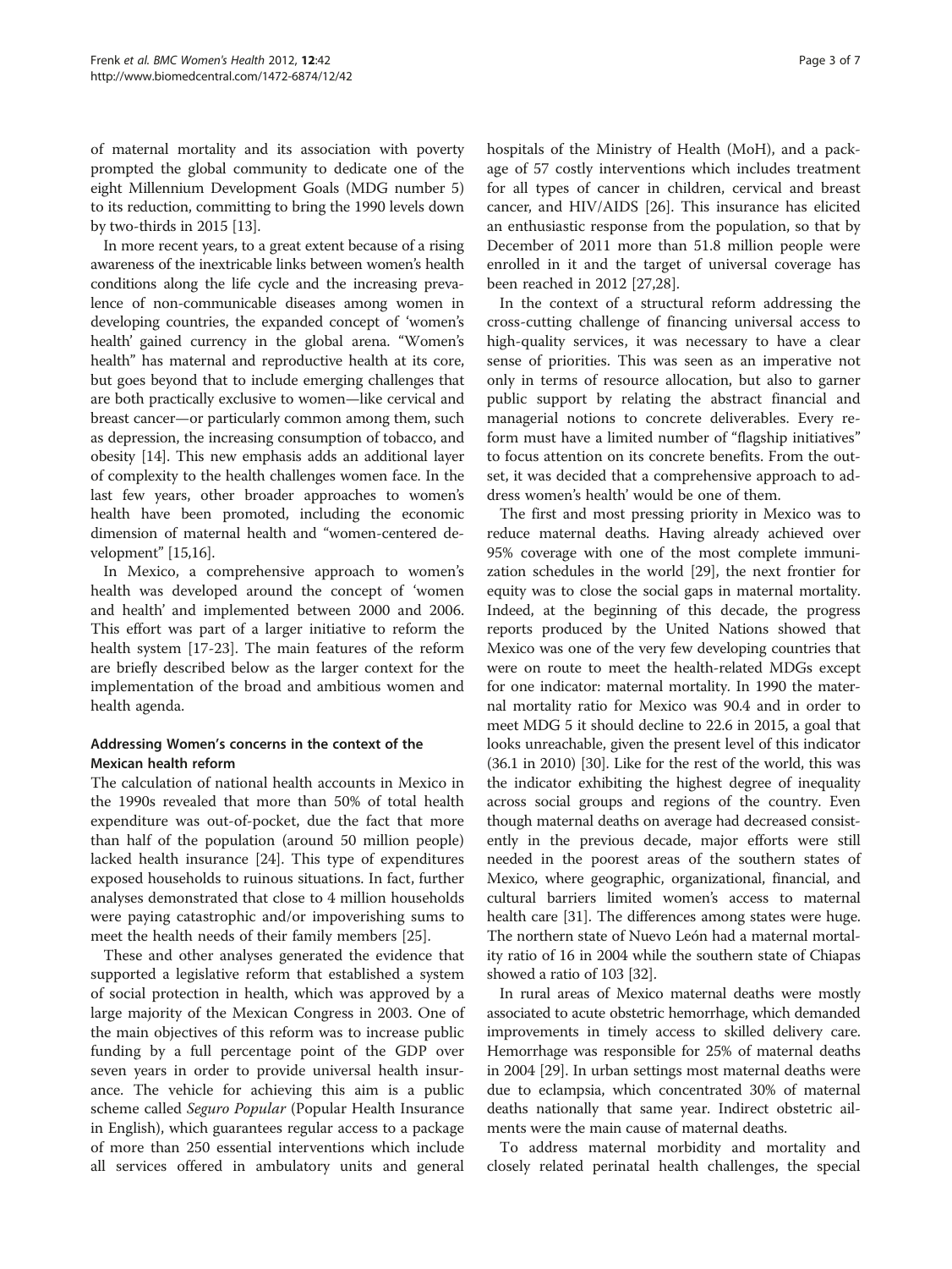of maternal mortality and its association with poverty prompted the global community to dedicate one of the eight Millennium Development Goals (MDG number 5) to its reduction, committing to bring the 1990 levels down by two-thirds in 2015 [13].

In more recent years, to a great extent because of a rising awareness of the inextricable links between women's health conditions along the life cycle and the increasing prevalence of non-communicable diseases among women in developing countries, the expanded concept of 'women's health' gained currency in the global arena. "Women's health" has maternal and reproductive health at its core, but goes beyond that to include emerging challenges that are both practically exclusive to women—like cervical and breast cancer—or particularly common among them, such as depression, the increasing consumption of tobacco, and obesity [14]. This new emphasis adds an additional layer of complexity to the health challenges women face. In the last few years, other broader approaches to women's health have been promoted, including the economic dimension of maternal health and "women-centered development" [15,16].

In Mexico, a comprehensive approach to women's health was developed around the concept of 'women and health' and implemented between 2000 and 2006. This effort was part of a larger initiative to reform the health system [17-23]. The main features of the reform are briefly described below as the larger context for the implementation of the broad and ambitious women and health agenda.

## Addressing Women's concerns in the context of the Mexican health reform

The calculation of national health accounts in Mexico in the 1990s revealed that more than 50% of total health expenditure was out-of-pocket, due the fact that more than half of the population (around 50 million people) lacked health insurance [24]. This type of expenditures exposed households to ruinous situations. In fact, further analyses demonstrated that close to 4 million households were paying catastrophic and/or impoverishing sums to meet the health needs of their family members [25].

These and other analyses generated the evidence that supported a legislative reform that established a system of social protection in health, which was approved by a large majority of the Mexican Congress in 2003. One of the main objectives of this reform was to increase public funding by a full percentage point of the GDP over seven years in order to provide universal health insurance. The vehicle for achieving this aim is a public scheme called *Seguro Popular* (Popular Health Insurance in English), which guarantees regular access to a package of more than 250 essential interventions which include all services offered in ambulatory units and general hospitals of the Ministry of Health (MoH), and a package of 57 costly interventions which includes treatment for all types of cancer in children, cervical and breast cancer, and HIV/AIDS [26]. This insurance has elicited an enthusiastic response from the population, so that by December of 2011 more than 51.8 million people were enrolled in it and the target of universal coverage has been reached in 2012 [27,28].

In the context of a structural reform addressing the cross-cutting challenge of financing universal access to high-quality services, it was necessary to have a clear sense of priorities. This was seen as an imperative not only in terms of resource allocation, but also to garner public support by relating the abstract financial and managerial notions to concrete deliverables. Every reform must have a limited number of "flagship initiatives" to focus attention on its concrete benefits. From the outset, it was decided that a comprehensive approach to address women's health' would be one of them.

The first and most pressing priority in Mexico was to reduce maternal deaths. Having already achieved over 95% coverage with one of the most complete immunization schedules in the world [29], the next frontier for equity was to close the social gaps in maternal mortality. Indeed, at the beginning of this decade, the progress reports produced by the United Nations showed that Mexico was one of the very few developing countries that were on route to meet the health-related MDGs except for one indicator: maternal mortality. In 1990 the maternal mortality ratio for Mexico was 90.4 and in order to meet MDG 5 it should decline to 22.6 in 2015, a goal that looks unreachable, given the present level of this indicator (36.1 in 2010) [30]. Like for the rest of the world, this was the indicator exhibiting the highest degree of inequality across social groups and regions of the country. Even though maternal deaths on average had decreased consistently in the previous decade, major efforts were still needed in the poorest areas of the southern states of Mexico, where geographic, organizational, financial, and cultural barriers limited women's access to maternal health care [31]. The differences among states were huge. The northern state of Nuevo León had a maternal mortality ratio of 16 in 2004 while the southern state of Chiapas showed a ratio of 103 [32].

In rural areas of Mexico maternal deaths were mostly associated to acute obstetric hemorrhage, which demanded improvements in timely access to skilled delivery care. Hemorrhage was responsible for 25% of maternal deaths in 2004 [29]. In urban settings most maternal deaths were due to eclampsia, which concentrated 30% of maternal deaths nationally that same year. Indirect obstetric ailments were the main cause of maternal deaths.

To address maternal morbidity and mortality and closely related perinatal health challenges, the special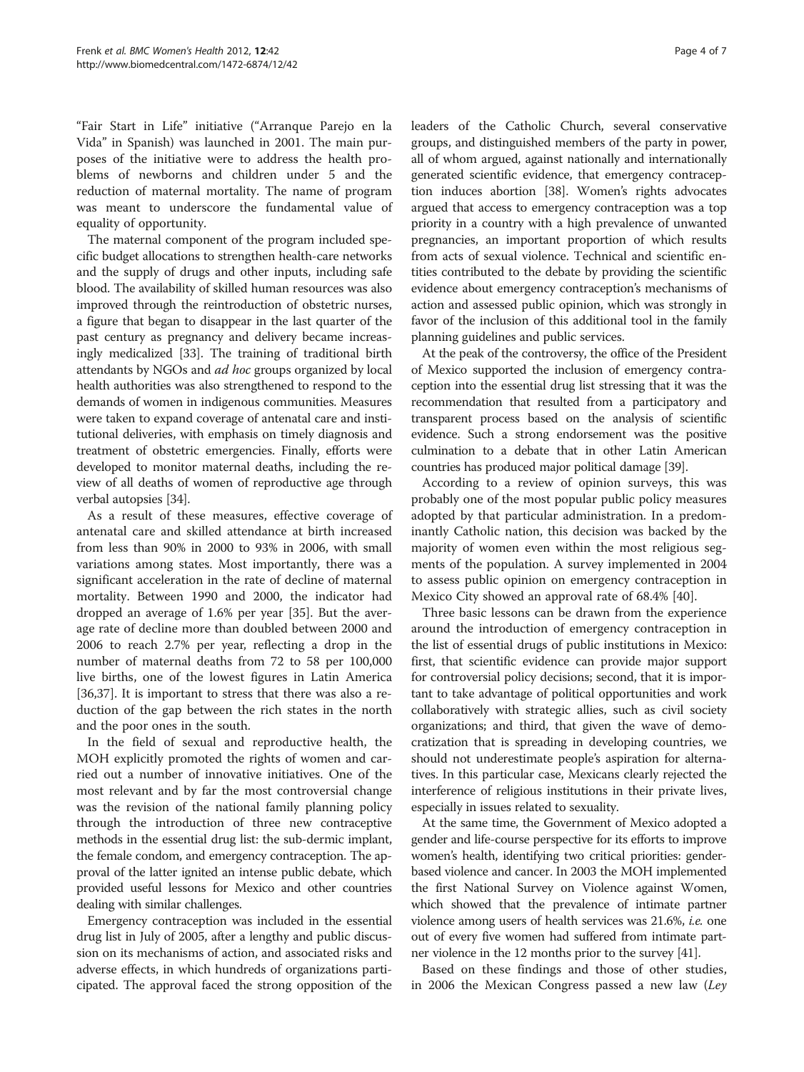"Fair Start in Life" initiative ("Arranque Parejo en la Vida" in Spanish) was launched in 2001. The main purposes of the initiative were to address the health problems of newborns and children under 5 and the reduction of maternal mortality. The name of program was meant to underscore the fundamental value of equality of opportunity.

The maternal component of the program included specific budget allocations to strengthen health-care networks and the supply of drugs and other inputs, including safe blood. The availability of skilled human resources was also improved through the reintroduction of obstetric nurses, a figure that began to disappear in the last quarter of the past century as pregnancy and delivery became increasingly medicalized [33]. The training of traditional birth attendants by NGOs and *ad hoc* groups organized by local health authorities was also strengthened to respond to the demands of women in indigenous communities. Measures were taken to expand coverage of antenatal care and institutional deliveries, with emphasis on timely diagnosis and treatment of obstetric emergencies. Finally, efforts were developed to monitor maternal deaths, including the review of all deaths of women of reproductive age through verbal autopsies [34].

As a result of these measures, effective coverage of antenatal care and skilled attendance at birth increased from less than 90% in 2000 to 93% in 2006, with small variations among states. Most importantly, there was a significant acceleration in the rate of decline of maternal mortality. Between 1990 and 2000, the indicator had dropped an average of 1.6% per year [35]. But the average rate of decline more than doubled between 2000 and 2006 to reach 2.7% per year, reflecting a drop in the number of maternal deaths from 72 to 58 per 100,000 live births, one of the lowest figures in Latin America [36,37]. It is important to stress that there was also a reduction of the gap between the rich states in the north and the poor ones in the south.

In the field of sexual and reproductive health, the MOH explicitly promoted the rights of women and carried out a number of innovative initiatives. One of the most relevant and by far the most controversial change was the revision of the national family planning policy through the introduction of three new contraceptive methods in the essential drug list: the sub-dermic implant, the female condom, and emergency contraception. The approval of the latter ignited an intense public debate, which provided useful lessons for Mexico and other countries dealing with similar challenges.

Emergency contraception was included in the essential drug list in July of 2005, after a lengthy and public discussion on its mechanisms of action, and associated risks and adverse effects, in which hundreds of organizations participated. The approval faced the strong opposition of the leaders of the Catholic Church, several conservative groups, and distinguished members of the party in power, all of whom argued, against nationally and internationally generated scientific evidence, that emergency contraception induces abortion [38]. Women's rights advocates argued that access to emergency contraception was a top priority in a country with a high prevalence of unwanted pregnancies, an important proportion of which results from acts of sexual violence. Technical and scientific entities contributed to the debate by providing the scientific evidence about emergency contraception's mechanisms of action and assessed public opinion, which was strongly in favor of the inclusion of this additional tool in the family planning guidelines and public services.

At the peak of the controversy, the office of the President of Mexico supported the inclusion of emergency contraception into the essential drug list stressing that it was the recommendation that resulted from a participatory and transparent process based on the analysis of scientific evidence. Such a strong endorsement was the positive culmination to a debate that in other Latin American countries has produced major political damage [39].

According to a review of opinion surveys, this was probably one of the most popular public policy measures adopted by that particular administration. In a predominantly Catholic nation, this decision was backed by the majority of women even within the most religious segments of the population. A survey implemented in 2004 to assess public opinion on emergency contraception in Mexico City showed an approval rate of 68.4% [40].

Three basic lessons can be drawn from the experience around the introduction of emergency contraception in the list of essential drugs of public institutions in Mexico: first, that scientific evidence can provide major support for controversial policy decisions; second, that it is important to take advantage of political opportunities and work collaboratively with strategic allies, such as civil society organizations; and third, that given the wave of democratization that is spreading in developing countries, we should not underestimate people's aspiration for alternatives. In this particular case, Mexicans clearly rejected the interference of religious institutions in their private lives, especially in issues related to sexuality.

At the same time, the Government of Mexico adopted a gender and life-course perspective for its efforts to improve women's health, identifying two critical priorities: gender-based violence and cancer. In 2003 the MOH implemented the first National Survey on Violence against Women, which showed that the prevalence of intimate partner violence among users of health services was 21.6%, *i.e.* one out of every five women had suffered from intimate partner violence in the 12 months prior to the survey [41].

Based on these findings and those of other studies, in 2006 the Mexican Congress passed a new law (*Ley*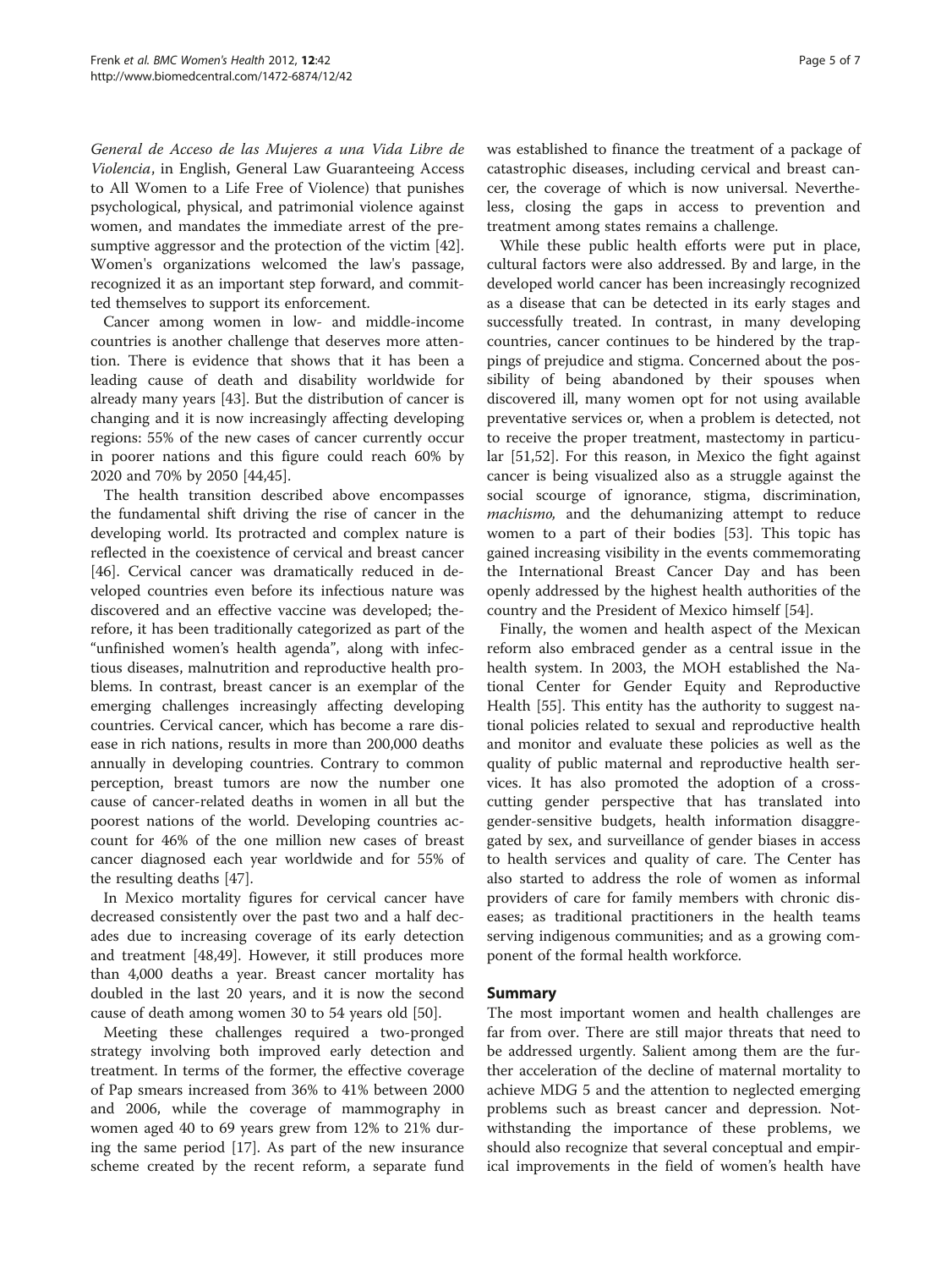*General de Acceso de las Mujeres a una Vida Libre de Violencia*, in English, General Law Guaranteeing Access to All Women to a Life Free of Violence) that punishes psychological, physical, and patrimonial violence against women, and mandates the immediate arrest of the presumptive aggressor and the protection of the victim [42]. Women's organizations welcomed the law's passage, recognized it as an important step forward, and committed themselves to support its enforcement.

Cancer among women in low- and middle-income countries is another challenge that deserves more attention. There is evidence that shows that it has been a leading cause of death and disability worldwide for already many years [43]. But the distribution of cancer is changing and it is now increasingly affecting developing regions: 55% of the new cases of cancer currently occur in poorer nations and this figure could reach 60% by 2020 and 70% by 2050 [44,45].

The health transition described above encompasses the fundamental shift driving the rise of cancer in the developing world. Its protracted and complex nature is reflected in the coexistence of cervical and breast cancer [46]. Cervical cancer was dramatically reduced in developed countries even before its infectious nature was discovered and an effective vaccine was developed; therefore, it has been traditionally categorized as part of the "unfinished women's health agenda", along with infectious diseases, malnutrition and reproductive health problems. In contrast, breast cancer is an exemplar of the emerging challenges increasingly affecting developing countries. Cervical cancer, which has become a rare disease in rich nations, results in more than 200,000 deaths annually in developing countries. Contrary to common perception, breast tumors are now the number one cause of cancer-related deaths in women in all but the poorest nations of the world. Developing countries account for 46% of the one million new cases of breast cancer diagnosed each year worldwide and for 55% of the resulting deaths [47].

In Mexico mortality figures for cervical cancer have decreased consistently over the past two and a half decades due to increasing coverage of its early detection and treatment [48,49]. However, it still produces more than 4,000 deaths a year. Breast cancer mortality has doubled in the last 20 years, and it is now the second cause of death among women 30 to 54 years old [50].

Meeting these challenges required a two-pronged strategy involving both improved early detection and treatment. In terms of the former, the effective coverage of Pap smears increased from 36% to 41% between 2000 and 2006, while the coverage of mammography in women aged 40 to 69 years grew from 12% to 21% during the same period [17]. As part of the new insurance scheme created by the recent reform, a separate fund was established to finance the treatment of a package of catastrophic diseases, including cervical and breast cancer, the coverage of which is now universal. Nevertheless, closing the gaps in access to prevention and treatment among states remains a challenge.

While these public health efforts were put in place, cultural factors were also addressed. By and large, in the developed world cancer has been increasingly recognized as a disease that can be detected in its early stages and successfully treated. In contrast, in many developing countries, cancer continues to be hindered by the trappings of prejudice and stigma. Concerned about the possibility of being abandoned by their spouses when discovered ill, many women opt for not using available preventative services or, when a problem is detected, not to receive the proper treatment, mastectomy in particular [51,52]. For this reason, in Mexico the fight against cancer is being visualized also as a struggle against the social scourge of ignorance, stigma, discrimination, *machismo,* and the dehumanizing attempt to reduce women to a part of their bodies [53]. This topic has gained increasing visibility in the events commemorating the International Breast Cancer Day and has been openly addressed by the highest health authorities of the country and the President of Mexico himself [54].

Finally, the women and health aspect of the Mexican reform also embraced gender as a central issue in the health system. In 2003, the MOH established the National Center for Gender Equity and Reproductive Health [55]. This entity has the authority to suggest national policies related to sexual and reproductive health and monitor and evaluate these policies as well as the quality of public maternal and reproductive health services. It has also promoted the adoption of a cross-cutting gender perspective that has translated into gender-sensitive budgets, health information disaggregated by sex, and surveillance of gender biases in access to health services and quality of care. The Center has also started to address the role of women as informal providers of care for family members with chronic diseases; as traditional practitioners in the health teams serving indigenous communities; and as a growing component of the formal health workforce.

## Summary

The most important women and health challenges are far from over. There are still major threats that need to be addressed urgently. Salient among them are the further acceleration of the decline of maternal mortality to achieve MDG 5 and the attention to neglected emerging problems such as breast cancer and depression. Notwithstanding the importance of these problems, we should also recognize that several conceptual and empirical improvements in the field of women's health have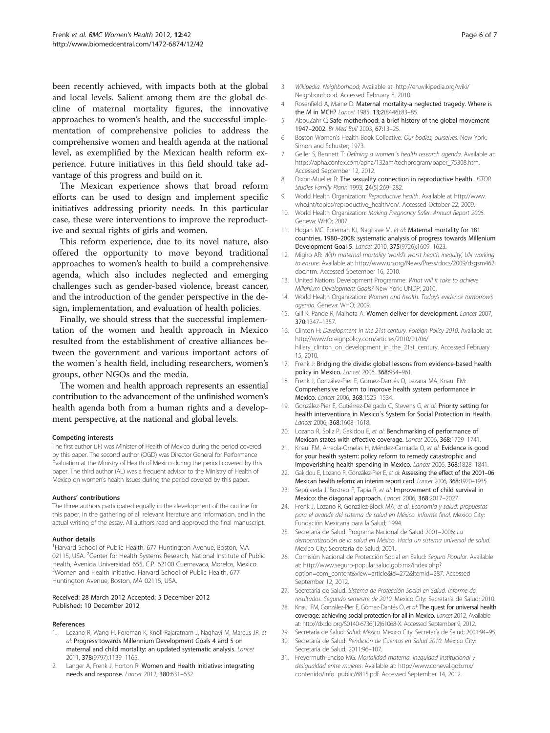been recently achieved, with impacts both at the global and local levels. Salient among them are the global decline of maternal mortality figures, the innovative approaches to women's health, and the successful implementation of comprehensive policies to address the comprehensive women and health agenda at the national level, as exemplified by the Mexican health reform experience. Future initiatives in this field should take advantage of this progress and build on it.

The Mexican experience shows that broad reform efforts can be used to design and implement specific initiatives addressing priority needs. In this particular case, these were interventions to improve the reproductive and sexual rights of girls and women.

This reform experience, due to its novel nature, also offered the opportunity to move beyond traditional approaches to women's health to build a comprehensive agenda, which also includes neglected and emerging challenges such as gender-based violence, breast cancer, and the introduction of the gender perspective in the design, implementation, and evaluation of health policies.

Finally, we should stress that the successful implementation of the women and health approach in Mexico resulted from the establishment of creative alliances between the government and various important actors of the women´s health field, including researchers, women's groups, other NGOs and the media.

The women and health approach represents an essential contribution to the advancement of the unfinished women's health agenda both from a human rights and a development perspective, at the national and global levels.

#### Competing interests

The first author (JF) was Minister of Health of Mexico during the period covered by this paper. The second author (OGD) was Director General for Performance Evaluation at the Ministry of Health of Mexico during the period covered by this paper. The third author (AL) was a frequent advisor to the Ministry of Health of Mexico on women's health issues during the period covered by this paper.

#### Authors' contributions

The three authors participated equally in the development of the outline for this paper, in the gathering of all relevant literature and information, and in the actual writing of the essay. All authors read and approved the final manuscript.

#### Author details

[1]Harvard School of Public Health, 677 Huntington Avenue, Boston, MA 02115, USA. [2]Center for Health Systems Research, National Institute of Public Health, Avenida Universidad 655, C.P. 62100 Cuernavaca, Morelos, Mexico. [3]Women and Health Initiative, Harvard School of Public Health, 677 Huntington Avenue, Boston, MA 02115, USA.

Received: 28 March 2012 Accepted: 5 December 2012
Published: 10 December 2012

#### References

1. Lozano R, Wang H, Foreman K, Knoll-Rajaratnam J, Naghavi M, Marcus JR, *et al*: **Progress towards Millennium Development Goals 4 and 5 on maternal and child mortality: an updated systematic analysis.** *Lancet* 2011, **378**(9797):1139–1165.
2. Langer A, Frenk J, Horton R: **Women and Health Initiative: integrating needs and response.** *Lancet* 2012, **380:**631–632.
3. *Wikipedia. Neighborhood*; Available at: http://en.wikipedia.org/wiki/Neighbourhood. Accessed February 8, 2010.
4. Rosenfield A, Maine D: **Maternal mortality-a neglected tragedy. Where is the M in MCH?** *Lancet* 1985, **13;2**(8446):83–85.
5. AbouZahr C: **Safe motherhood: a brief history of the global movement 1947–2002.** *Br Med Bull* 2003, **67:**13–25.
6. Boston Women's Health Book Collective: *Our bodies, ourselves*. New York: Simon and Schuster; 1973.
7. Geller S, Bennett T: *Defining a women´s health research agenda*. Available at: https://apha.confex.com/apha/132am/techprogram/paper_75308.htm. Accessed September 12, 2012.
8. Dixon-Mueller R: **The sexuality connection in reproductive health.** *JSTOR Studies Family Plann* 1993, **24**(5):269–282.
9. World Health Organization: *Reproductive health*. Available at http://www.who.int/topics/reproductive_health/en/. Accessed October 22, 2009.
10. World Health Organization: *Making Pregnancy Safer. Annual Report 2006*. Geneva: WHO; 2007.
11. Hogan MC, Foreman KJ, Naghave M, *et al*: **Maternal mortality for 181 countries, 1980–2008: systematic analysis of progress towards Millenium Development Goal 5.** *Lancet* 2010, **375**(9726):1609–1623.
12. Migiro AR: *With maternal mortality 'world's worst health inequity', UN working to ensure*. Available at: http://www.un.org/News/Press/docs/2009/dsgsm462.doc.htm. Accessed Spetember 16, 2010.
13. United Nations Development Programme: *What will it take to achieve Millenium Development Goals?* New York: UNDP; 2010.
14. World Health Organization: *Women and health. Today's evidence tomorrow's agenda*. Geneva: WHO; 2009.
15. Gill K, Pande R, Malhota A: **Women deliver for development.** *Lancet* 2007, **370:**1347–1357.
16. Clinton H: *Development in the 21st century. Foreign Policy 2010*. Available at: http://www.foreignpolicy.com/articles/2010/01/06/hillary_clinton_on_development_in_the_21st_century. Accessed February 15, 2010.
17. Frenk J: **Bridging the divide: global lessons from evidence-based health policy in Mexico.** *Lancet* 2006, **368:**954–961.
18. Frenk J, González-Pier E, Gómez-Dantés O, Lezana MA, Knaul FM: **Comprehensive reform to improve health system performance in Mexico.** *Lancet* 2006, **368:**1525–1534.
19. González-Pier E, Gutiérrez-Delgado C, Stevens G, *et al*: **Priority setting for health interventions in Mexico´s System for Social Protection in Health.** *Lancet* 2006, **368:**1608–1618.
20. Lozano R, Soliz P, Gakidou E, *et al*: **Benchmarking of performance of Mexican states with effective coverage.** *Lancet* 2006, **368:**1729–1741.
21. Knaul FM, Arreola-Ornelas H, Méndez-Carniada O, *et al*: **Evidence is good for your health system: policy reform to remedy catastrophic and impoverishing health spending in Mexico.** *Lancet* 2006, **368:**1828–1841.
22. Gakidou E, Lozano R, González-Pier E, *et al*: **Assessing the effect of the 2001–06 Mexican health reform: an interim report card.** *Lancet* 2006, **368:**1920–1935.
23. Sepúlveda J, Bustreo F, Tapia R, *et al*: **Improvement of child survival in Mexico: the diagonal approach.** *Lancet* 2006, **368:**2017–2027.
24. Frenk J, Lozano R, González-Block MA, *et al*: *Economía y salud: propuestas para el avance del sistema de salud en México. Informe final*. Mexico City: Fundación Mexicana para la Salud; 1994.
25. Secretaría de Salud. Programa Nacional de Salud 2001–2006: *La democratización de la salud en México. Hacia un sistema universal de salud*. Mexico City: Secretaría de Salud; 2001.
26. Comisión Nacional de Protección Social en Salud: *Seguro Popular*. Available at: http://www.seguro-popular.salud.gob.mx/index.php?option=com_content&view=article&id=272&Itemid=287. Accessed September 12, 2012.
27. Secretaría de Salud: *Sistema de Protección Social en Salud. Informe de resultados. Segundo semestre de 2010*. Mexico City: Secretaría de Salud; 2010.
28. Knaul FM, González-Pier E, Gómez-Dantés O, *et al*: **The quest for universal health coverage: achieving social protection for all in Mexico.** *Lancet* 2012, Available at: http://dx.doi.org/S0140-6736(12)61068-X. Accessed September 9, 2012.
29. Secretaría de Salud: *Salud: México*. Mexico City: Secretaría de Salud; 2001:94–95.
30. Secretaría de Salud: *Rendición de Cuentas en Salud 2010*. Mexico City: Secretaría de Salud; 2011:96–107.
31. Freyermuth-Enciso MG: *Mortalidad materna. Inequidad institucional y desigualdad entre mujeres*. Available at: http://www.coneval.gob.mx/contenido/info_public/6815.pdf. Accessed September 14, 2012.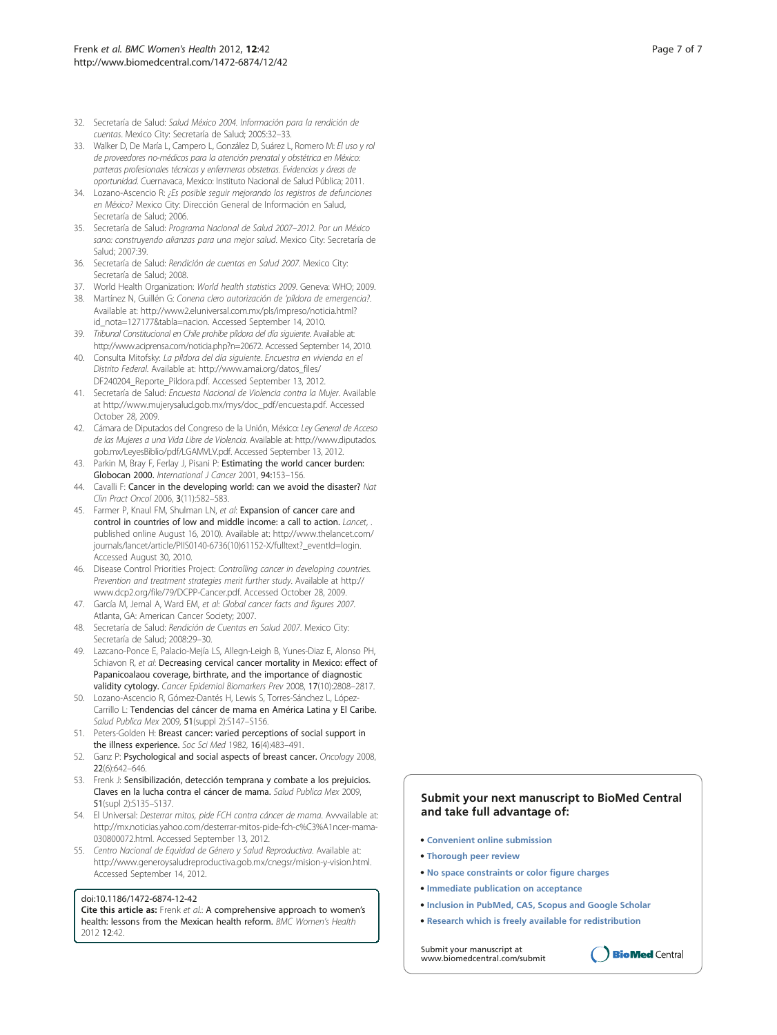32. Secretaría de Salud: *Salud México 2004. Información para la rendición de cuentas*. Mexico City: Secretaría de Salud; 2005:32–33.
33. Walker D, De María L, Campero L, González D, Suárez L, Romero M: *El uso y rol de proveedores no-médicos para la atención prenatal y obstétrica en México: parteras profesionales técnicas y enfermeras obstetras. Evidencias y áreas de oportunidad*. Cuernavaca, Mexico: Instituto Nacional de Salud Pública; 2011.
34. Lozano-Ascencio R: *¿Es posible seguir mejorando los registros de defunciones en México?* Mexico City: Dirección General de Información en Salud, Secretaría de Salud; 2006.
35. Secretaría de Salud: *Programa Nacional de Salud 2007–2012. Por un México sano: construyendo alianzas para una mejor salud*. Mexico City: Secretaría de Salud; 2007:39.
36. Secretaría de Salud: *Rendición de cuentas en Salud 2007*. Mexico City: Secretaría de Salud; 2008.
37. World Health Organization: *World health statistics 2009*. Geneva: WHO; 2009.
38. Martínez N, Guillén G: *Conena clero autorización de 'píldora de emergencia'?*. Available at: http://www2.eluniversal.com.mx/pls/impreso/noticia.html?id_nota=127177&tabla=nacion. Accessed September 14, 2010.
39. *Tribunal Constitucional en Chile prohíbe píldora del día siguiente*. Available at: http://www.aciprensa.com/noticia.php?n=20672. Accessed September 14, 2010.
40. Consulta Mitofsky: *La píldora del día siguiente. Encuestra en vivienda en el Distrito Federal*. Available at: http://www.amai.org/datos_files/DF240204_Reporte_Pildora.pdf. Accessed September 13, 2012.
41. Secretaría de Salud: *Encuesta Nacional de Violencia contra la Mujer*. Available at http://www.mujerysalud.gob.mx/mys/doc_pdf/encuesta.pdf. Accessed October 28, 2009.
42. Cámara de Diputados del Congreso de la Unión, México: *Ley General de Acceso de las Mujeres a una Vida Libre de Violencia*. Available at: http://www.diputados.gob.mx/LeyesBiblio/pdf/LGAMVLV.pdf. Accessed September 13, 2012.
43. Parkin M, Bray F, Ferlay J, Pisani P: **Estimating the world cancer burden: Globocan 2000.** *International J Cancer* 2001, **94:**153–156.
44. Cavalli F: **Cancer in the developing world: can we avoid the disaster?** *Nat Clin Pract Oncol* 2006, **3**(11):582–583.
45. Farmer P, Knaul FM, Shulman LN, *et al*: **Expansion of cancer care and control in countries of low and middle income: a call to action.** *Lancet*, . published online August 16, 2010). Available at: http://www.thelancet.com/journals/lancet/article/PIIS0140-6736(10)61152-X/fulltext?_eventId=login. Accessed August 30, 2010.
46. Disease Control Priorities Project: *Controlling cancer in developing countries. Prevention and treatment strategies merit further study*. Available at http://www.dcp2.org/file/79/DCPP-Cancer.pdf. Accessed October 28, 2009.
47. García M, Jemal A, Ward EM, *et al*: *Global cancer facts and figures 2007*. Atlanta, GA: American Cancer Society; 2007.
48. Secretaría de Salud: *Rendición de Cuentas en Salud 2007*. Mexico City: Secretaría de Salud; 2008:29–30.
49. Lazcano-Ponce E, Palacio-Mejía LS, Allegn-Leigh B, Yunes-Diaz E, Alonso PH, Schiavon R, *et al*: **Decreasing cervical cancer mortality in Mexico: effect of Papanicoalaou coverage, birthrate, and the importance of diagnostic validity cytology.** *Cancer Epidemiol Biomarkers Prev* 2008, **17**(10):2808–2817.
50. Lozano-Ascencio R, Gómez-Dantés H, Lewis S, Torres-Sánchez L, López-Carrillo L: **Tendencias del cáncer de mama en América Latina y El Caribe.** *Salud Publica Mex* 2009, **51**(suppl 2):S147–S156.
51. Peters-Golden H: **Breast cancer: varied perceptions of social support in the illness experience.** *Soc Sci Med* 1982, **16**(4):483–491.
52. Ganz P: **Psychological and social aspects of breast cancer.** *Oncology* 2008, **22**(6):642–646.
53. Frenk J: **Sensibilización, detección temprana y combate a los prejuicios. Claves en la lucha contra el cáncer de mama.** *Salud Publica Mex* 2009, **51**(supl 2):S135–S137.
54. El Universal: *Desterrar mitos, pide FCH contra cáncer de mama*. Avvvailable at: http://mx.noticias.yahoo.com/desterrar-mitos-pide-fch-c%C3%A1ncer-mama-030800072.html. Accessed September 13, 2012.
55. *Centro Nacional de Equidad de Género y Salud Reproductiva*. Available at: http://www.generoysaludreproductiva.gob.mx/cnegsr/mision-y-vision.html. Accessed September 14, 2012.

doi:10.1186/1472-6874-12-42

**Cite this article as:** Frenk *et al.*: A comprehensive approach to women's health: lessons from the Mexican health reform. *BMC Women's Health* 2012 **12**:42.

**Submit your next manuscript to BioMed Central and take full advantage of:**

- **Convenient online submission**
- **Thorough peer review**
- **No space constraints or color figure charges**
- **Immediate publication on acceptance**
- **Inclusion in PubMed, CAS, Scopus and Google Scholar**
- **Research which is freely available for redistribution**

Submit your manuscript at www.biomedcentral.com/submit

BioMed Central